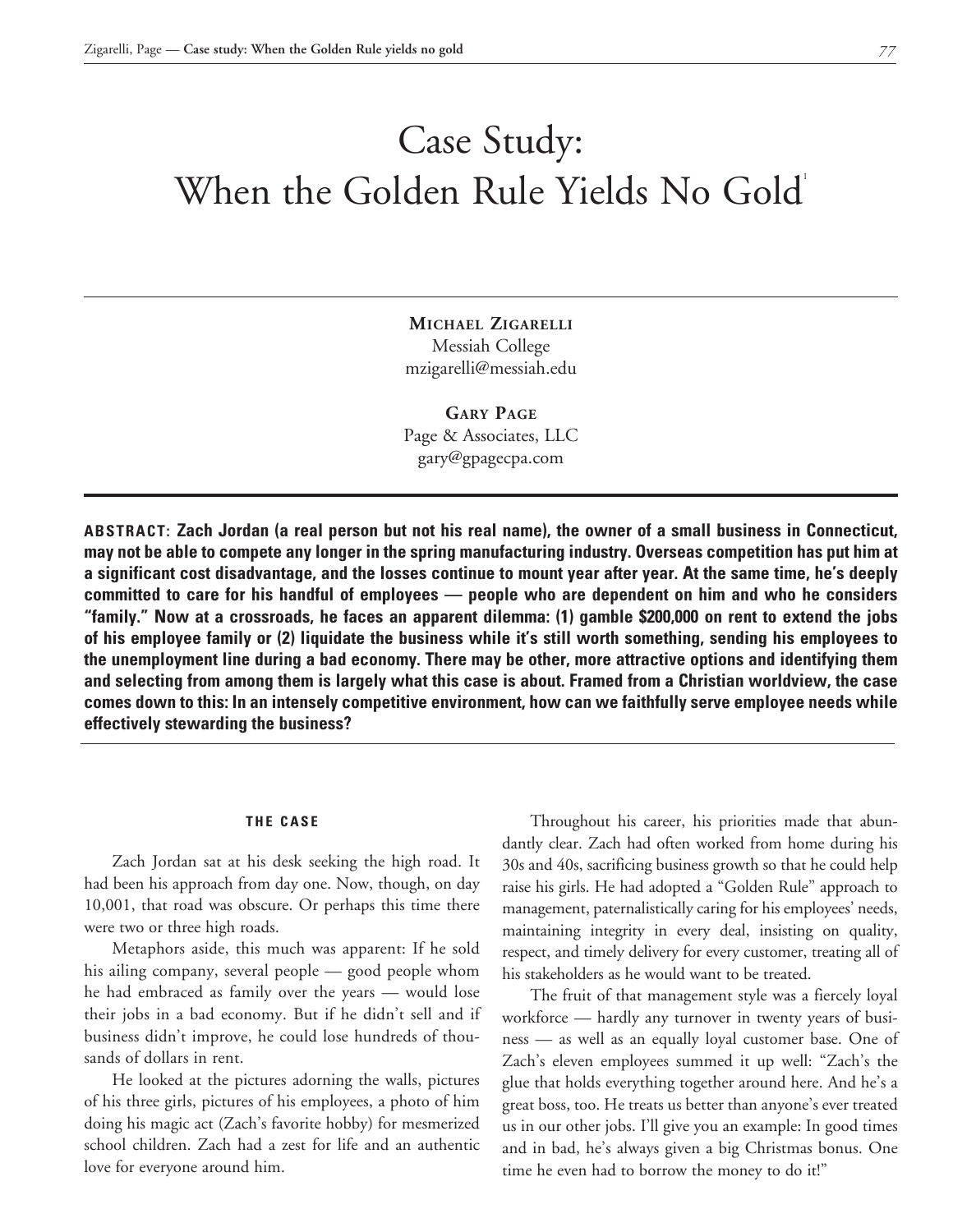# Case Study: When the Golden Rule Yields No Gold[1]

**Michael Zigarelli**
Messiah College
mzigarelli@messiah.edu

**Gary Page**
Page & Associates, LLC
gary@gpagecpa.com

**ABSTRACT: Zach Jordan (a real person but not his real name), the owner of a small business in Connecticut, may not be able to compete any longer in the spring manufacturing industry. Overseas competition has put him at a significant cost disadvantage, and the losses continue to mount year after year. At the same time, he's deeply committed to care for his handful of employees — people who are dependent on him and who he considers "family." Now at a crossroads, he faces an apparent dilemma: (1) gamble $200,000 on rent to extend the jobs of his employee family or (2) liquidate the business while it's still worth something, sending his employees to the unemployment line during a bad economy. There may be other, more attractive options and identifying them and selecting from among them is largely what this case is about. Framed from a Christian worldview, the case comes down to this: In an intensely competitive environment, how can we faithfully serve employee needs while effectively stewarding the business?**

## THE CASE

Zach Jordan sat at his desk seeking the high road. It had been his approach from day one. Now, though, on day 10,001, that road was obscure. Or perhaps this time there were two or three high roads.

Metaphors aside, this much was apparent: If he sold his ailing company, several people — good people whom he had embraced as family over the years — would lose their jobs in a bad economy. But if he didn't sell and if business didn't improve, he could lose hundreds of thousands of dollars in rent.

He looked at the pictures adorning the walls, pictures of his three girls, pictures of his employees, a photo of him doing his magic act (Zach's favorite hobby) for mesmerized school children. Zach had a zest for life and an authentic love for everyone around him.

Throughout his career, his priorities made that abundantly clear. Zach had often worked from home during his 30s and 40s, sacrificing business growth so that he could help raise his girls. He had adopted a "Golden Rule" approach to management, paternalistically caring for his employees' needs, maintaining integrity in every deal, insisting on quality, respect, and timely delivery for every customer, treating all of his stakeholders as he would want to be treated.

The fruit of that management style was a fiercely loyal workforce — hardly any turnover in twenty years of business — as well as an equally loyal customer base. One of Zach's eleven employees summed it up well: "Zach's the glue that holds everything together around here. And he's a great boss, too. He treats us better than anyone's ever treated us in our other jobs. I'll give you an example: In good times and in bad, he's always given a big Christmas bonus. One time he even had to borrow the money to do it!"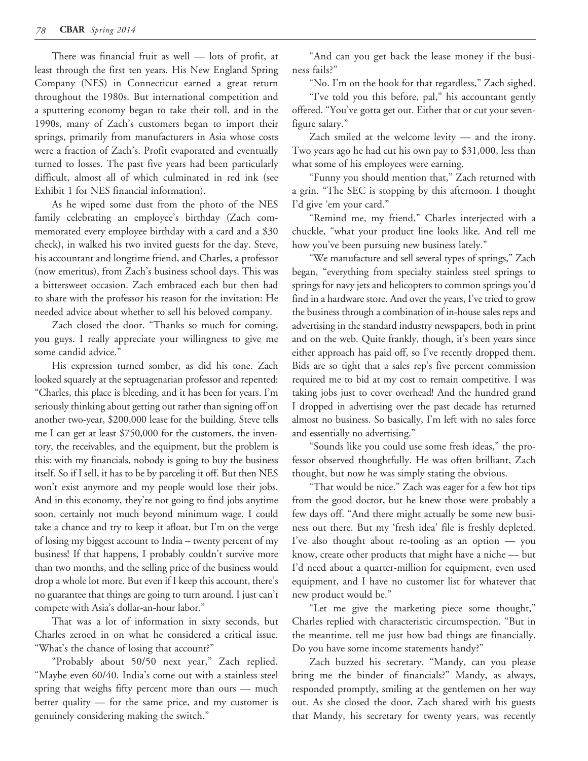There was financial fruit as well — lots of profit, at least through the first ten years. His New England Spring Company (NES) in Connecticut earned a great return throughout the 1980s. But international competition and a sputtering economy began to take their toll, and in the 1990s, many of Zach's customers began to import their springs, primarily from manufacturers in Asia whose costs were a fraction of Zach's. Profit evaporated and eventually turned to losses. The past five years had been particularly difficult, almost all of which culminated in red ink (see Exhibit 1 for NES financial information).

As he wiped some dust from the photo of the NES family celebrating an employee's birthday (Zach commemorated every employee birthday with a card and a $30 check), in walked his two invited guests for the day. Steve, his accountant and longtime friend, and Charles, a professor (now emeritus), from Zach's business school days. This was a bittersweet occasion. Zach embraced each but then had to share with the professor his reason for the invitation: He needed advice about whether to sell his beloved company.

Zach closed the door. "Thanks so much for coming, you guys. I really appreciate your willingness to give me some candid advice."

His expression turned somber, as did his tone. Zach looked squarely at the septuagenarian professor and repented: "Charles, this place is bleeding, and it has been for years. I'm seriously thinking about getting out rather than signing off on another two-year, $200,000 lease for the building. Steve tells me I can get at least $750,000 for the customers, the inventory, the receivables, and the equipment, but the problem is this: with my financials, nobody is going to buy the business itself. So if I sell, it has to be by parceling it off. But then NES won't exist anymore and my people would lose their jobs. And in this economy, they're not going to find jobs anytime soon, certainly not much beyond minimum wage. I could take a chance and try to keep it afloat, but I'm on the verge of losing my biggest account to India – twenty percent of my business! If that happens, I probably couldn't survive more than two months, and the selling price of the business would drop a whole lot more. But even if I keep this account, there's no guarantee that things are going to turn around. I just can't compete with Asia's dollar-an-hour labor."

That was a lot of information in sixty seconds, but Charles zeroed in on what he considered a critical issue. "What's the chance of losing that account?"

"Probably about 50/50 next year," Zach replied. "Maybe even 60/40. India's come out with a stainless steel spring that weighs fifty percent more than ours — much better quality — for the same price, and my customer is genuinely considering making the switch."

"And can you get back the lease money if the business fails?"

"No. I'm on the hook for that regardless," Zach sighed.

"I've told you this before, pal," his accountant gently offered. "You've gotta get out. Either that or cut your seven-figure salary."

Zach smiled at the welcome levity — and the irony. Two years ago he had cut his own pay to $31,000, less than what some of his employees were earning.

"Funny you should mention that," Zach returned with a grin. "The SEC is stopping by this afternoon. I thought I'd give 'em your card."

"Remind me, my friend," Charles interjected with a chuckle, "what your product line looks like. And tell me how you've been pursuing new business lately."

"We manufacture and sell several types of springs," Zach began, "everything from specialty stainless steel springs to springs for navy jets and helicopters to common springs you'd find in a hardware store. And over the years, I've tried to grow the business through a combination of in-house sales reps and advertising in the standard industry newspapers, both in print and on the web. Quite frankly, though, it's been years since either approach has paid off, so I've recently dropped them. Bids are so tight that a sales rep's five percent commission required me to bid at my cost to remain competitive. I was taking jobs just to cover overhead! And the hundred grand I dropped in advertising over the past decade has returned almost no business. So basically, I'm left with no sales force and essentially no advertising."

"Sounds like you could use some fresh ideas," the professor observed thoughtfully. He was often brilliant, Zach thought, but now he was simply stating the obvious.

"That would be nice." Zach was eager for a few hot tips from the good doctor, but he knew those were probably a few days off. "And there might actually be some new business out there. But my 'fresh idea' file is freshly depleted. I've also thought about re-tooling as an option — you know, create other products that might have a niche — but I'd need about a quarter-million for equipment, even used equipment, and I have no customer list for whatever that new product would be."

"Let me give the marketing piece some thought," Charles replied with characteristic circumspection. "But in the meantime, tell me just how bad things are financially. Do you have some income statements handy?"

Zach buzzed his secretary. "Mandy, can you please bring me the binder of financials?" Mandy, as always, responded promptly, smiling at the gentlemen on her way out. As she closed the door, Zach shared with his guests that Mandy, his secretary for twenty years, was recently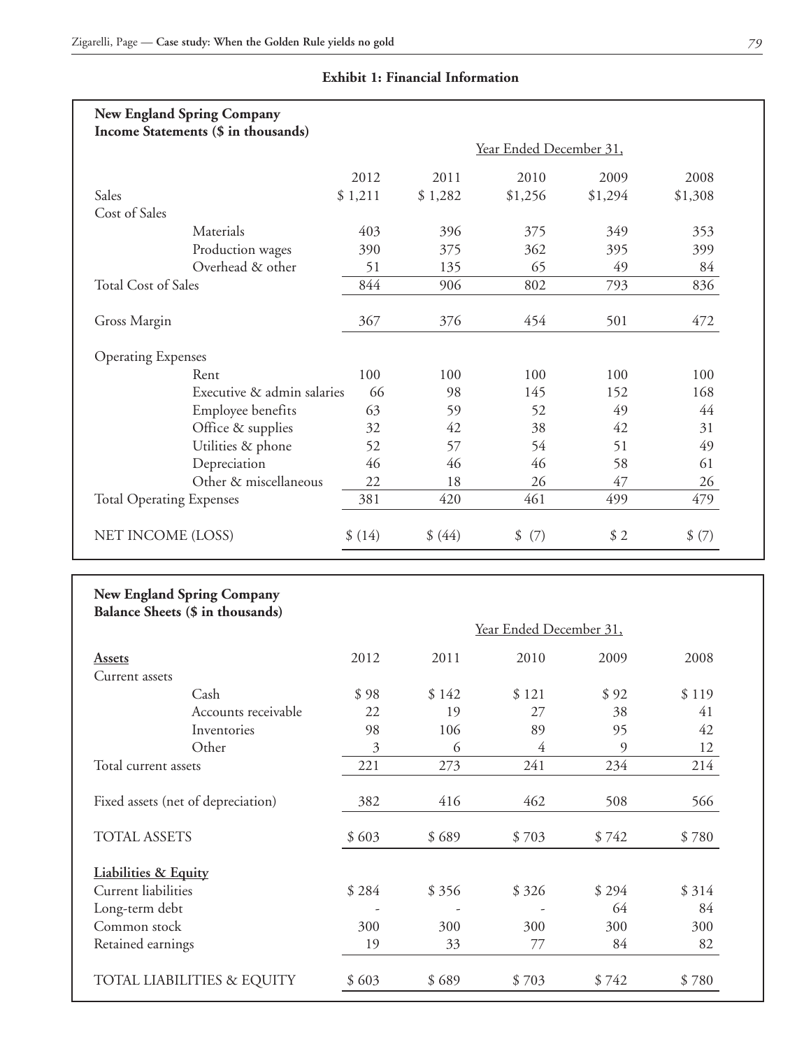**Exhibit 1: Financial Information**

**New England Spring Company**
**Income Statements ($ in thousands)**

| | Year Ended December 31, | | | | |
|---|---|---|---|---|---|
| | 2012 | 2011 | 2010 | 2009 | 2008 |
| Sales | $ 1,211 | $ 1,282 | $1,256 | $1,294 | $1,308 |
| Cost of Sales | | | | | |
| Materials | 403 | 396 | 375 | 349 | 353 |
| Production wages | 390 | 375 | 362 | 395 | 399 |
| Overhead & other | 51 | 135 | 65 | 49 | 84 |
| Total Cost of Sales | 844 | 906 | 802 | 793 | 836 |
| Gross Margin | 367 | 376 | 454 | 501 | 472 |
| Operating Expenses | | | | | |
| Rent | 100 | 100 | 100 | 100 | 100 |
| Executive & admin salaries | 66 | 98 | 145 | 152 | 168 |
| Employee benefits | 63 | 59 | 52 | 49 | 44 |
| Office & supplies | 32 | 42 | 38 | 42 | 31 |
| Utilities & phone | 52 | 57 | 54 | 51 | 49 |
| Depreciation | 46 | 46 | 46 | 58 | 61 |
| Other & miscellaneous | 22 | 18 | 26 | 47 | 26 |
| Total Operating Expenses | 381 | 420 | 461 | 499 | 479 |
| NET INCOME (LOSS) | $ (14) | $ (44) | $ (7) | $ 2 | $ (7) |

**New England Spring Company**
**Balance Sheets ($ in thousands)**

| | Year Ended December 31, | | | | |
|---|---|---|---|---|---|
| **Assets** | 2012 | 2011 | 2010 | 2009 | 2008 |
| Current assets | | | | | |
| Cash | $ 98 | $ 142 | $ 121 | $ 92 | $ 119 |
| Accounts receivable | 22 | 19 | 27 | 38 | 41 |
| Inventories | 98 | 106 | 89 | 95 | 42 |
| Other | 3 | 6 | 4 | 9 | 12 |
| Total current assets | 221 | 273 | 241 | 234 | 214 |
| Fixed assets (net of depreciation) | 382 | 416 | 462 | 508 | 566 |
| TOTAL ASSETS | $ 603 | $ 689 | $ 703 | $ 742 | $ 780 |
| **Liabilities & Equity** | | | | | |
| Current liabilities | $ 284 | $ 356 | $ 326 | $ 294 | $ 314 |
| Long-term debt | - | - | - | 64 | 84 |
| Common stock | 300 | 300 | 300 | 300 | 300 |
| Retained earnings | 19 | 33 | 77 | 84 | 82 |
| TOTAL LIABILITIES & EQUITY | $ 603 | $ 689 | $ 703 | $ 742 | $ 780 |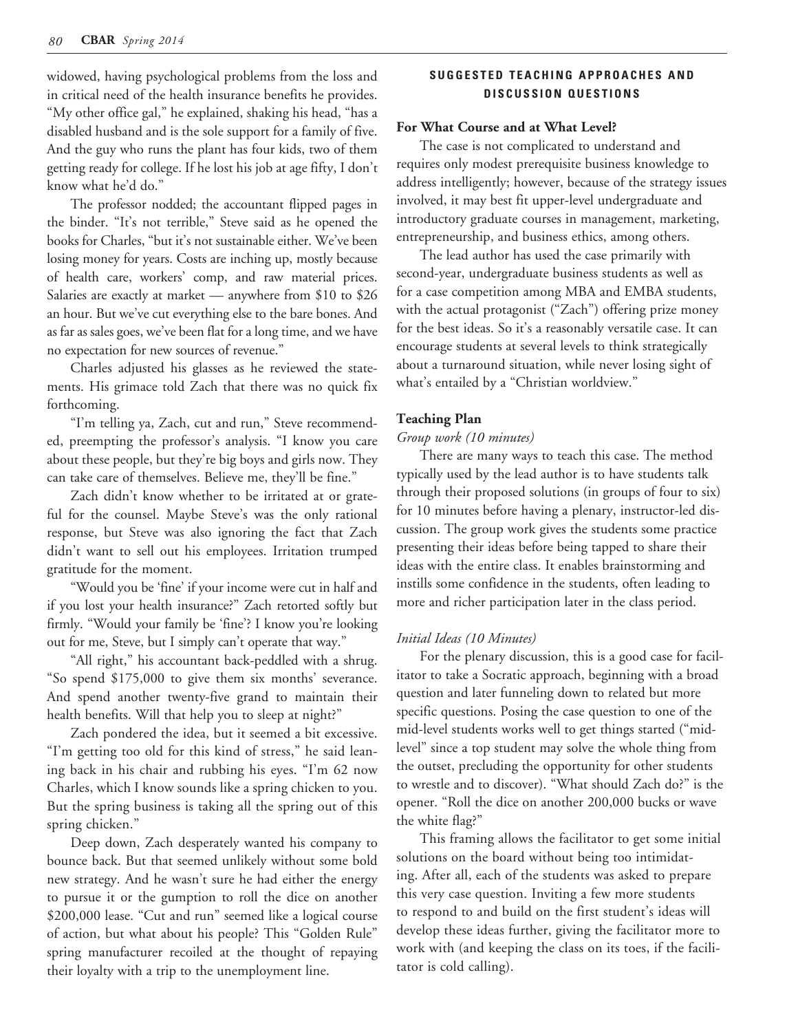widowed, having psychological problems from the loss and in critical need of the health insurance benefits he provides. "My other office gal," he explained, shaking his head, "has a disabled husband and is the sole support for a family of five. And the guy who runs the plant has four kids, two of them getting ready for college. If he lost his job at age fifty, I don't know what he'd do."

The professor nodded; the accountant flipped pages in the binder. "It's not terrible," Steve said as he opened the books for Charles, "but it's not sustainable either. We've been losing money for years. Costs are inching up, mostly because of health care, workers' comp, and raw material prices. Salaries are exactly at market — anywhere from $10 to $26 an hour. But we've cut everything else to the bare bones. And as far as sales goes, we've been flat for a long time, and we have no expectation for new sources of revenue."

Charles adjusted his glasses as he reviewed the statements. His grimace told Zach that there was no quick fix forthcoming.

"I'm telling ya, Zach, cut and run," Steve recommended, preempting the professor's analysis. "I know you care about these people, but they're big boys and girls now. They can take care of themselves. Believe me, they'll be fine."

Zach didn't know whether to be irritated at or grateful for the counsel. Maybe Steve's was the only rational response, but Steve was also ignoring the fact that Zach didn't want to sell out his employees. Irritation trumped gratitude for the moment.

"Would you be 'fine' if your income were cut in half and if you lost your health insurance?" Zach retorted softly but firmly. "Would your family be 'fine'? I know you're looking out for me, Steve, but I simply can't operate that way."

"All right," his accountant back-peddled with a shrug. "So spend $175,000 to give them six months' severance. And spend another twenty-five grand to maintain their health benefits. Will that help you to sleep at night?"

Zach pondered the idea, but it seemed a bit excessive. "I'm getting too old for this kind of stress," he said leaning back in his chair and rubbing his eyes. "I'm 62 now Charles, which I know sounds like a spring chicken to you. But the spring business is taking all the spring out of this spring chicken."

Deep down, Zach desperately wanted his company to bounce back. But that seemed unlikely without some bold new strategy. And he wasn't sure he had either the energy to pursue it or the gumption to roll the dice on another $200,000 lease. "Cut and run" seemed like a logical course of action, but what about his people? This "Golden Rule" spring manufacturer recoiled at the thought of repaying their loyalty with a trip to the unemployment line.

## SUGGESTED TEACHING APPROACHES AND DISCUSSION QUESTIONS

### For What Course and at What Level?

The case is not complicated to understand and requires only modest prerequisite business knowledge to address intelligently; however, because of the strategy issues involved, it may best fit upper-level undergraduate and introductory graduate courses in management, marketing, entrepreneurship, and business ethics, among others.

The lead author has used the case primarily with second-year, undergraduate business students as well as for a case competition among MBA and EMBA students, with the actual protagonist ("Zach") offering prize money for the best ideas. So it's a reasonably versatile case. It can encourage students at several levels to think strategically about a turnaround situation, while never losing sight of what's entailed by a "Christian worldview."

### Teaching Plan

*Group work (10 minutes)*

There are many ways to teach this case. The method typically used by the lead author is to have students talk through their proposed solutions (in groups of four to six) for 10 minutes before having a plenary, instructor-led discussion. The group work gives the students some practice presenting their ideas before being tapped to share their ideas with the entire class. It enables brainstorming and instills some confidence in the students, often leading to more and richer participation later in the class period.

*Initial Ideas (10 Minutes)*

For the plenary discussion, this is a good case for facilitator to take a Socratic approach, beginning with a broad question and later funneling down to related but more specific questions. Posing the case question to one of the mid-level students works well to get things started ("mid-level" since a top student may solve the whole thing from the outset, precluding the opportunity for other students to wrestle and to discover). "What should Zach do?" is the opener. "Roll the dice on another 200,000 bucks or wave the white flag?"

This framing allows the facilitator to get some initial solutions on the board without being too intimidating. After all, each of the students was asked to prepare this very case question. Inviting a few more students to respond to and build on the first student's ideas will develop these ideas further, giving the facilitator more to work with (and keeping the class on its toes, if the facilitator is cold calling).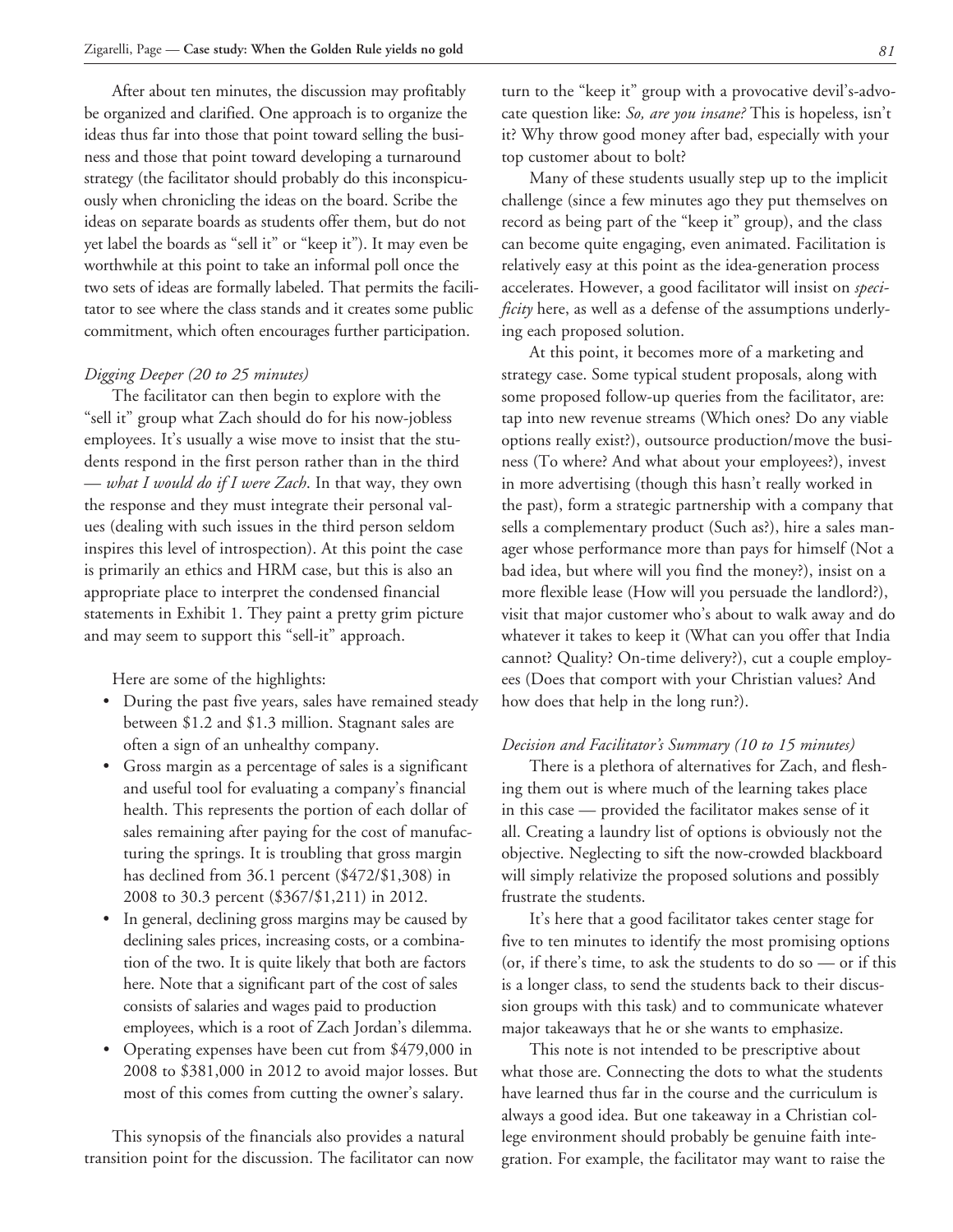After about ten minutes, the discussion may profitably be organized and clarified. One approach is to organize the ideas thus far into those that point toward selling the business and those that point toward developing a turnaround strategy (the facilitator should probably do this inconspicuously when chronicling the ideas on the board. Scribe the ideas on separate boards as students offer them, but do not yet label the boards as "sell it" or "keep it"). It may even be worthwhile at this point to take an informal poll once the two sets of ideas are formally labeled. That permits the facilitator to see where the class stands and it creates some public commitment, which often encourages further participation.

*Digging Deeper (20 to 25 minutes)*

The facilitator can then begin to explore with the "sell it" group what Zach should do for his now-jobless employees. It's usually a wise move to insist that the students respond in the first person rather than in the third — *what I would do if I were Zach*. In that way, they own the response and they must integrate their personal values (dealing with such issues in the third person seldom inspires this level of introspection). At this point the case is primarily an ethics and HRM case, but this is also an appropriate place to interpret the condensed financial statements in Exhibit 1. They paint a pretty grim picture and may seem to support this "sell-it" approach.

Here are some of the highlights:

- During the past five years, sales have remained steady between $1.2 and $1.3 million. Stagnant sales are often a sign of an unhealthy company.
- Gross margin as a percentage of sales is a significant and useful tool for evaluating a company's financial health. This represents the portion of each dollar of sales remaining after paying for the cost of manufacturing the springs. It is troubling that gross margin has declined from 36.1 percent ($472/$1,308) in 2008 to 30.3 percent ($367/$1,211) in 2012.
- In general, declining gross margins may be caused by declining sales prices, increasing costs, or a combination of the two. It is quite likely that both are factors here. Note that a significant part of the cost of sales consists of salaries and wages paid to production employees, which is a root of Zach Jordan's dilemma.
- Operating expenses have been cut from $479,000 in 2008 to $381,000 in 2012 to avoid major losses. But most of this comes from cutting the owner's salary.

This synopsis of the financials also provides a natural transition point for the discussion. The facilitator can now turn to the "keep it" group with a provocative devil's-advocate question like: *So, are you insane?* This is hopeless, isn't it? Why throw good money after bad, especially with your top customer about to bolt?

Many of these students usually step up to the implicit challenge (since a few minutes ago they put themselves on record as being part of the "keep it" group), and the class can become quite engaging, even animated. Facilitation is relatively easy at this point as the idea-generation process accelerates. However, a good facilitator will insist on *specificity* here, as well as a defense of the assumptions underlying each proposed solution.

At this point, it becomes more of a marketing and strategy case. Some typical student proposals, along with some proposed follow-up queries from the facilitator, are: tap into new revenue streams (Which ones? Do any viable options really exist?), outsource production/move the business (To where? And what about your employees?), invest in more advertising (though this hasn't really worked in the past), form a strategic partnership with a company that sells a complementary product (Such as?), hire a sales manager whose performance more than pays for himself (Not a bad idea, but where will you find the money?), insist on a more flexible lease (How will you persuade the landlord?), visit that major customer who's about to walk away and do whatever it takes to keep it (What can you offer that India cannot? Quality? On-time delivery?), cut a couple employees (Does that comport with your Christian values? And how does that help in the long run?).

*Decision and Facilitator's Summary (10 to 15 minutes)*

There is a plethora of alternatives for Zach, and fleshing them out is where much of the learning takes place in this case — provided the facilitator makes sense of it all. Creating a laundry list of options is obviously not the objective. Neglecting to sift the now-crowded blackboard will simply relativize the proposed solutions and possibly frustrate the students.

It's here that a good facilitator takes center stage for five to ten minutes to identify the most promising options (or, if there's time, to ask the students to do so — or if this is a longer class, to send the students back to their discussion groups with this task) and to communicate whatever major takeaways that he or she wants to emphasize.

This note is not intended to be prescriptive about what those are. Connecting the dots to what the students have learned thus far in the course and the curriculum is always a good idea. But one takeaway in a Christian college environment should probably be genuine faith integration. For example, the facilitator may want to raise the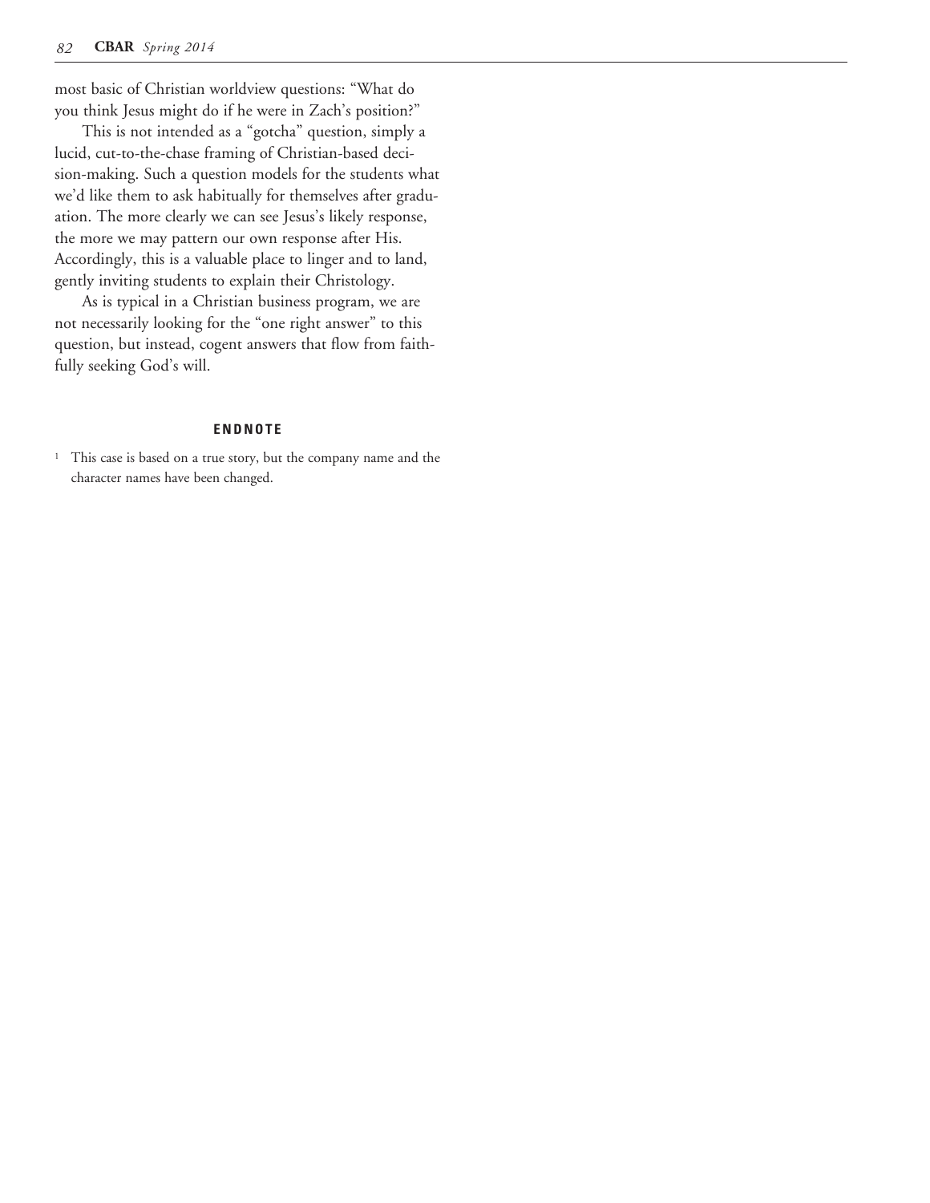most basic of Christian worldview questions: "What do you think Jesus might do if he were in Zach's position?"

This is not intended as a "gotcha" question, simply a lucid, cut-to-the-chase framing of Christian-based decision-making. Such a question models for the students what we'd like them to ask habitually for themselves after graduation. The more clearly we can see Jesus's likely response, the more we may pattern our own response after His. Accordingly, this is a valuable place to linger and to land, gently inviting students to explain their Christology.

As is typical in a Christian business program, we are not necessarily looking for the "one right answer" to this question, but instead, cogent answers that flow from faithfully seeking God's will.

## ENDNOTE

[1] This case is based on a true story, but the company name and the character names have been changed.